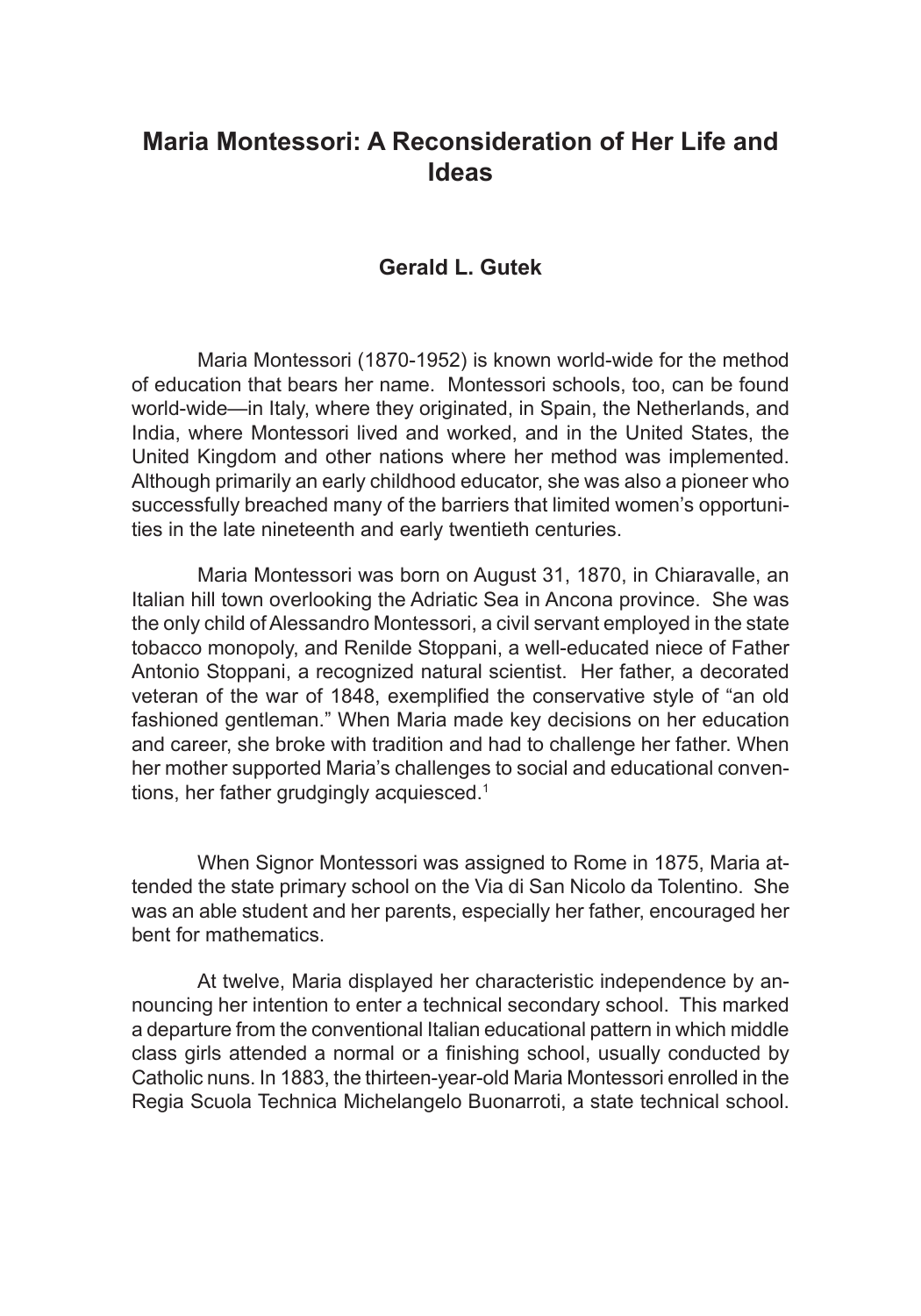# Maria Montessori: A Reconsideration of Her Life and Ideas

**Gerald L. Gutek**

Maria Montessori (1870-1952) is known world-wide for the method of education that bears her name. Montessori schools, too, can be found world-wide—in Italy, where they originated, in Spain, the Netherlands, and India, where Montessori lived and worked, and in the United States, the United Kingdom and other nations where her method was implemented. Although primarily an early childhood educator, she was also a pioneer who successfully breached many of the barriers that limited women's opportunities in the late nineteenth and early twentieth centuries.

Maria Montessori was born on August 31, 1870, in Chiaravalle, an Italian hill town overlooking the Adriatic Sea in Ancona province. She was the only child of Alessandro Montessori, a civil servant employed in the state tobacco monopoly, and Renilde Stoppani, a well-educated niece of Father Antonio Stoppani, a recognized natural scientist. Her father, a decorated veteran of the war of 1848, exemplified the conservative style of "an old fashioned gentleman." When Maria made key decisions on her education and career, she broke with tradition and had to challenge her father. When her mother supported Maria's challenges to social and educational conventions, her father grudgingly acquiesced.[1]

When Signor Montessori was assigned to Rome in 1875, Maria attended the state primary school on the Via di San Nicolo da Tolentino. She was an able student and her parents, especially her father, encouraged her bent for mathematics.

At twelve, Maria displayed her characteristic independence by announcing her intention to enter a technical secondary school. This marked a departure from the conventional Italian educational pattern in which middle class girls attended a normal or a finishing school, usually conducted by Catholic nuns. In 1883, the thirteen-year-old Maria Montessori enrolled in the Regia Scuola Technica Michelangelo Buonarroti, a state technical school.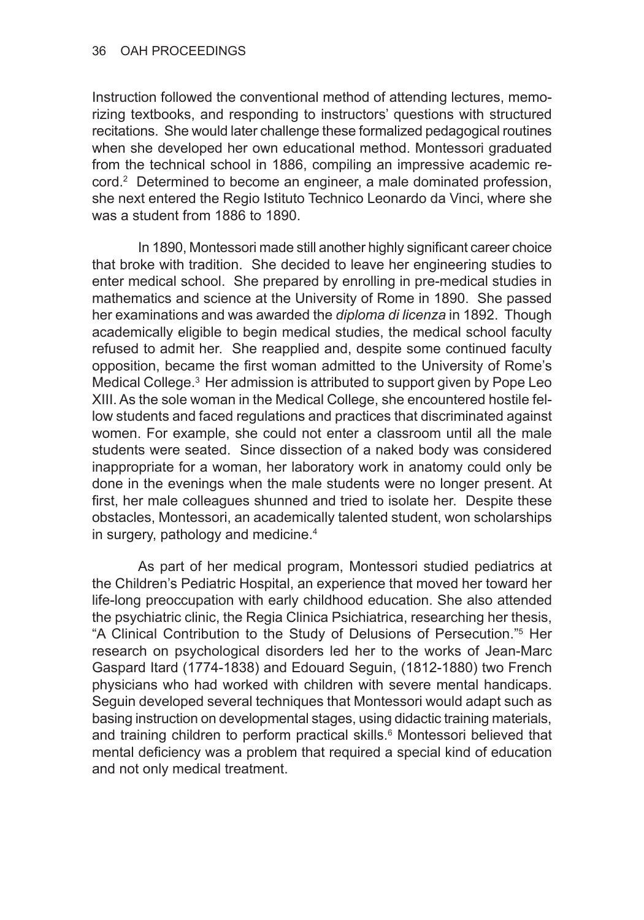Instruction followed the conventional method of attending lectures, memorizing textbooks, and responding to instructors' questions with structured recitations. She would later challenge these formalized pedagogical routines when she developed her own educational method. Montessori graduated from the technical school in 1886, compiling an impressive academic record.[2] Determined to become an engineer, a male dominated profession, she next entered the Regio Istituto Technico Leonardo da Vinci, where she was a student from 1886 to 1890.

In 1890, Montessori made still another highly significant career choice that broke with tradition. She decided to leave her engineering studies to enter medical school. She prepared by enrolling in pre-medical studies in mathematics and science at the University of Rome in 1890. She passed her examinations and was awarded the *diploma di licenza* in 1892. Though academically eligible to begin medical studies, the medical school faculty refused to admit her. She reapplied and, despite some continued faculty opposition, became the first woman admitted to the University of Rome's Medical College.[3] Her admission is attributed to support given by Pope Leo XIII. As the sole woman in the Medical College, she encountered hostile fellow students and faced regulations and practices that discriminated against women. For example, she could not enter a classroom until all the male students were seated. Since dissection of a naked body was considered inappropriate for a woman, her laboratory work in anatomy could only be done in the evenings when the male students were no longer present. At first, her male colleagues shunned and tried to isolate her. Despite these obstacles, Montessori, an academically talented student, won scholarships in surgery, pathology and medicine.[4]

As part of her medical program, Montessori studied pediatrics at the Children's Pediatric Hospital, an experience that moved her toward her life-long preoccupation with early childhood education. She also attended the psychiatric clinic, the Regia Clinica Psichiatrica, researching her thesis, "A Clinical Contribution to the Study of Delusions of Persecution."[5] Her research on psychological disorders led her to the works of Jean-Marc Gaspard Itard (1774-1838) and Edouard Seguin, (1812-1880) two French physicians who had worked with children with severe mental handicaps. Seguin developed several techniques that Montessori would adapt such as basing instruction on developmental stages, using didactic training materials, and training children to perform practical skills.[6] Montessori believed that mental deficiency was a problem that required a special kind of education and not only medical treatment.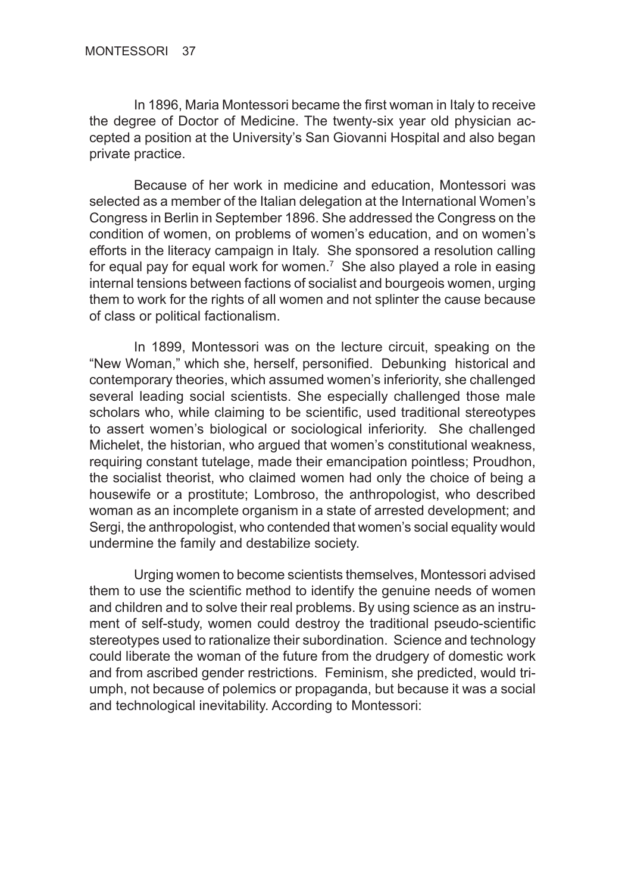In 1896, Maria Montessori became the first woman in Italy to receive the degree of Doctor of Medicine. The twenty-six year old physician accepted a position at the University's San Giovanni Hospital and also began private practice.

Because of her work in medicine and education, Montessori was selected as a member of the Italian delegation at the International Women's Congress in Berlin in September 1896. She addressed the Congress on the condition of women, on problems of women's education, and on women's efforts in the literacy campaign in Italy. She sponsored a resolution calling for equal pay for equal work for women.[7] She also played a role in easing internal tensions between factions of socialist and bourgeois women, urging them to work for the rights of all women and not splinter the cause because of class or political factionalism.

In 1899, Montessori was on the lecture circuit, speaking on the "New Woman," which she, herself, personified. Debunking historical and contemporary theories, which assumed women's inferiority, she challenged several leading social scientists. She especially challenged those male scholars who, while claiming to be scientific, used traditional stereotypes to assert women's biological or sociological inferiority. She challenged Michelet, the historian, who argued that women's constitutional weakness, requiring constant tutelage, made their emancipation pointless; Proudhon, the socialist theorist, who claimed women had only the choice of being a housewife or a prostitute; Lombroso, the anthropologist, who described woman as an incomplete organism in a state of arrested development; and Sergi, the anthropologist, who contended that women's social equality would undermine the family and destabilize society.

Urging women to become scientists themselves, Montessori advised them to use the scientific method to identify the genuine needs of women and children and to solve their real problems. By using science as an instrument of self-study, women could destroy the traditional pseudo-scientific stereotypes used to rationalize their subordination. Science and technology could liberate the woman of the future from the drudgery of domestic work and from ascribed gender restrictions. Feminism, she predicted, would triumph, not because of polemics or propaganda, but because it was a social and technological inevitability. According to Montessori: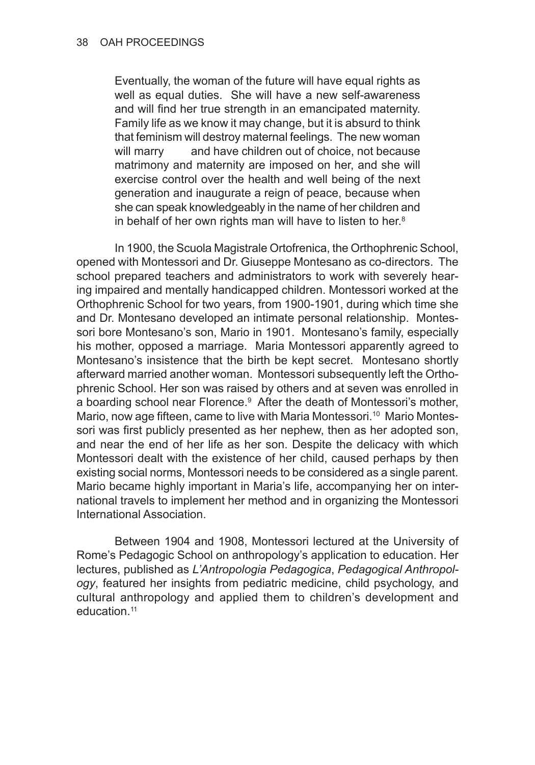> Eventually, the woman of the future will have equal rights as well as equal duties. She will have a new self-awareness and will find her true strength in an emancipated maternity. Family life as we know it may change, but it is absurd to think that feminism will destroy maternal feelings. The new woman will marry and have children out of choice, not because matrimony and maternity are imposed on her, and she will exercise control over the health and well being of the next generation and inaugurate a reign of peace, because when she can speak knowledgeably in the name of her children and in behalf of her own rights man will have to listen to her.[8]

In 1900, the Scuola Magistrale Ortofrenica, the Orthophrenic School, opened with Montessori and Dr. Giuseppe Montesano as co-directors. The school prepared teachers and administrators to work with severely hearing impaired and mentally handicapped children. Montessori worked at the Orthophrenic School for two years, from 1900-1901, during which time she and Dr. Montesano developed an intimate personal relationship. Montessori bore Montesano's son, Mario in 1901. Montesano's family, especially his mother, opposed a marriage. Maria Montessori apparently agreed to Montesano's insistence that the birth be kept secret. Montesano shortly afterward married another woman. Montessori subsequently left the Orthophrenic School. Her son was raised by others and at seven was enrolled in a boarding school near Florence.[9] After the death of Montessori's mother, Mario, now age fifteen, came to live with Maria Montessori.[10] Mario Montessori was first publicly presented as her nephew, then as her adopted son, and near the end of her life as her son. Despite the delicacy with which Montessori dealt with the existence of her child, caused perhaps by then existing social norms, Montessori needs to be considered as a single parent. Mario became highly important in Maria's life, accompanying her on international travels to implement her method and in organizing the Montessori International Association.

Between 1904 and 1908, Montessori lectured at the University of Rome's Pedagogic School on anthropology's application to education. Her lectures, published as *L'Antropologia Pedagogica*, *Pedagogical Anthropology*, featured her insights from pediatric medicine, child psychology, and cultural anthropology and applied them to children's development and education.[11]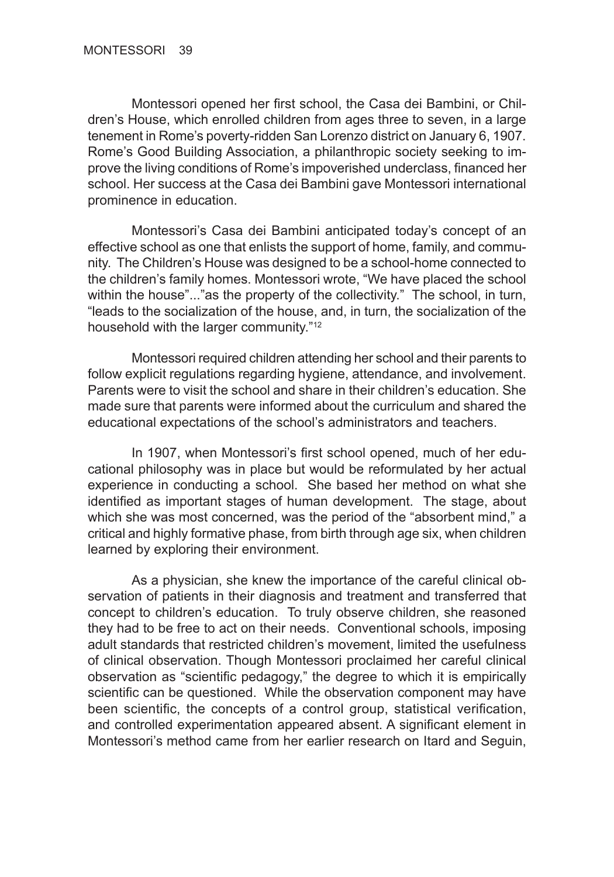Montessori opened her first school, the Casa dei Bambini, or Children's House, which enrolled children from ages three to seven, in a large tenement in Rome's poverty-ridden San Lorenzo district on January 6, 1907. Rome's Good Building Association, a philanthropic society seeking to improve the living conditions of Rome's impoverished underclass, financed her school. Her success at the Casa dei Bambini gave Montessori international prominence in education.

Montessori's Casa dei Bambini anticipated today's concept of an effective school as one that enlists the support of home, family, and community. The Children's House was designed to be a school-home connected to the children's family homes. Montessori wrote, "We have placed the school within the house"..."as the property of the collectivity." The school, in turn, "leads to the socialization of the house, and, in turn, the socialization of the household with the larger community."[12]

Montessori required children attending her school and their parents to follow explicit regulations regarding hygiene, attendance, and involvement. Parents were to visit the school and share in their children's education. She made sure that parents were informed about the curriculum and shared the educational expectations of the school's administrators and teachers.

In 1907, when Montessori's first school opened, much of her educational philosophy was in place but would be reformulated by her actual experience in conducting a school. She based her method on what she identified as important stages of human development. The stage, about which she was most concerned, was the period of the "absorbent mind," a critical and highly formative phase, from birth through age six, when children learned by exploring their environment.

As a physician, she knew the importance of the careful clinical observation of patients in their diagnosis and treatment and transferred that concept to children's education. To truly observe children, she reasoned they had to be free to act on their needs. Conventional schools, imposing adult standards that restricted children's movement, limited the usefulness of clinical observation. Though Montessori proclaimed her careful clinical observation as "scientific pedagogy," the degree to which it is empirically scientific can be questioned. While the observation component may have been scientific, the concepts of a control group, statistical verification, and controlled experimentation appeared absent. A significant element in Montessori's method came from her earlier research on Itard and Seguin,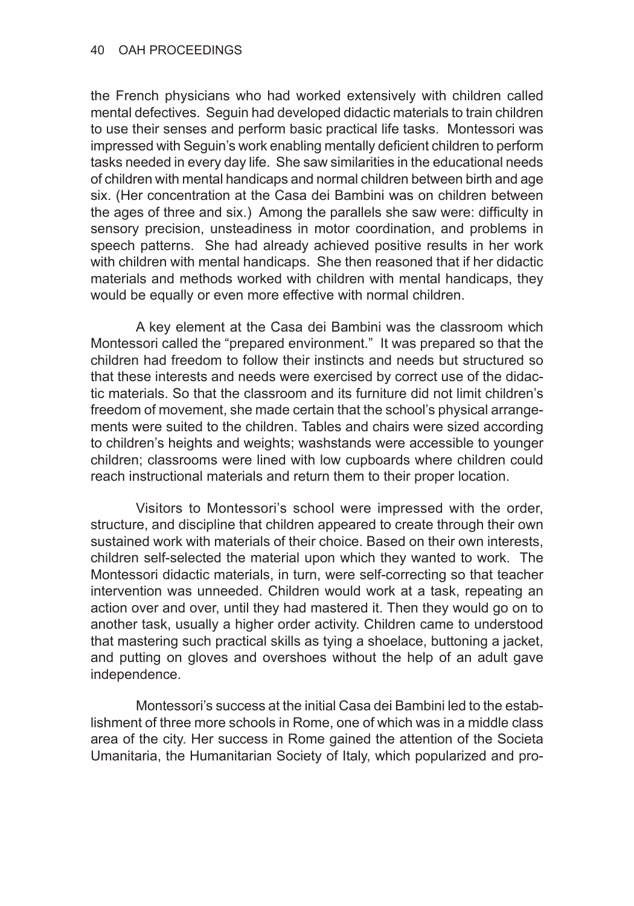the French physicians who had worked extensively with children called mental defectives. Seguin had developed didactic materials to train children to use their senses and perform basic practical life tasks. Montessori was impressed with Seguin's work enabling mentally deficient children to perform tasks needed in every day life. She saw similarities in the educational needs of children with mental handicaps and normal children between birth and age six. (Her concentration at the Casa dei Bambini was on children between the ages of three and six.) Among the parallels she saw were: difficulty in sensory precision, unsteadiness in motor coordination, and problems in speech patterns. She had already achieved positive results in her work with children with mental handicaps. She then reasoned that if her didactic materials and methods worked with children with mental handicaps, they would be equally or even more effective with normal children.

A key element at the Casa dei Bambini was the classroom which Montessori called the "prepared environment." It was prepared so that the children had freedom to follow their instincts and needs but structured so that these interests and needs were exercised by correct use of the didactic materials. So that the classroom and its furniture did not limit children's freedom of movement, she made certain that the school's physical arrangements were suited to the children. Tables and chairs were sized according to children's heights and weights; washstands were accessible to younger children; classrooms were lined with low cupboards where children could reach instructional materials and return them to their proper location.

Visitors to Montessori's school were impressed with the order, structure, and discipline that children appeared to create through their own sustained work with materials of their choice. Based on their own interests, children self-selected the material upon which they wanted to work. The Montessori didactic materials, in turn, were self-correcting so that teacher intervention was unneeded. Children would work at a task, repeating an action over and over, until they had mastered it. Then they would go on to another task, usually a higher order activity. Children came to understood that mastering such practical skills as tying a shoelace, buttoning a jacket, and putting on gloves and overshoes without the help of an adult gave independence.

Montessori's success at the initial Casa dei Bambini led to the establishment of three more schools in Rome, one of which was in a middle class area of the city. Her success in Rome gained the attention of the Societa Umanitaria, the Humanitarian Society of Italy, which popularized and pro-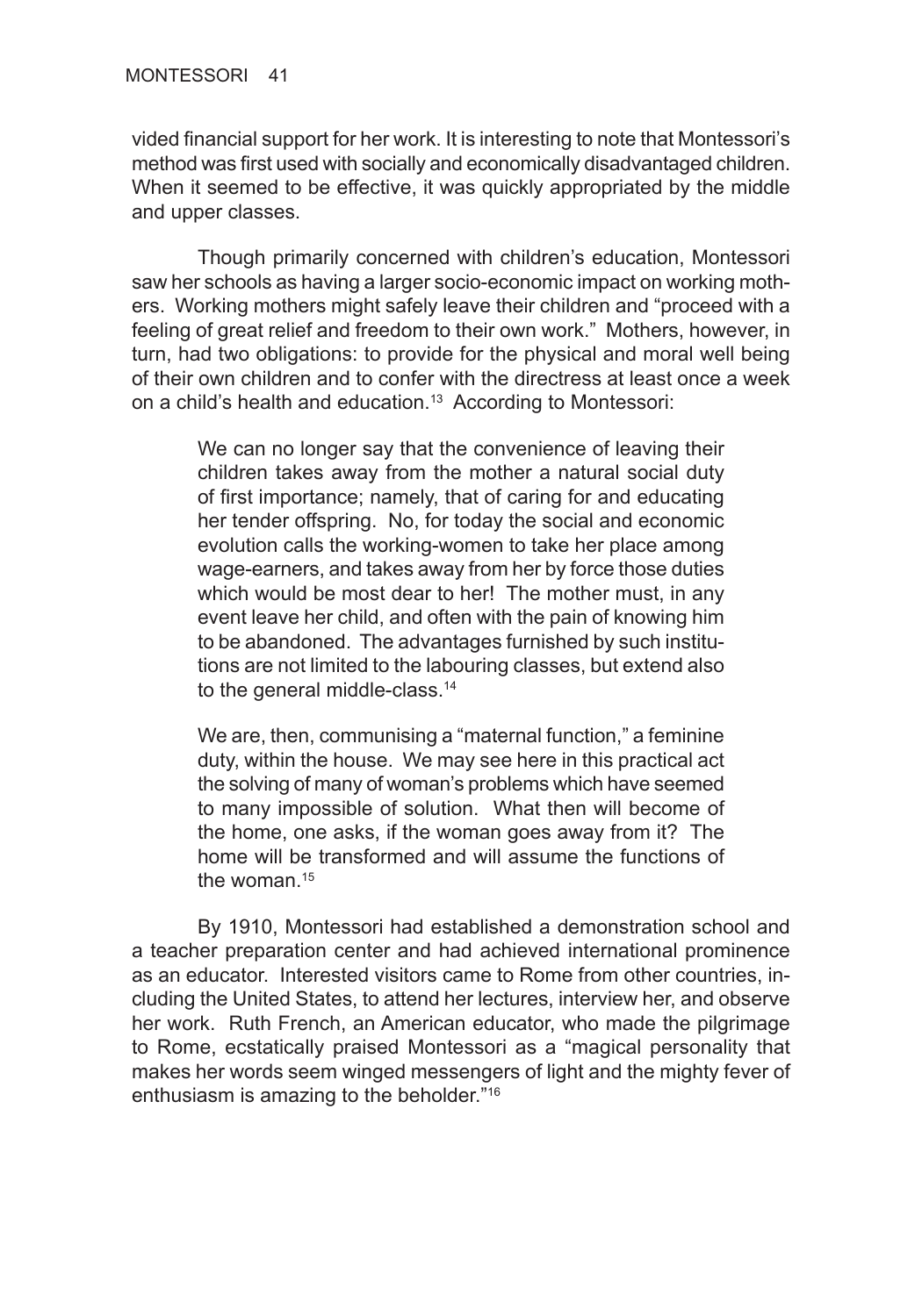vided financial support for her work. It is interesting to note that Montessori's method was first used with socially and economically disadvantaged children. When it seemed to be effective, it was quickly appropriated by the middle and upper classes.

Though primarily concerned with children's education, Montessori saw her schools as having a larger socio-economic impact on working mothers. Working mothers might safely leave their children and "proceed with a feeling of great relief and freedom to their own work." Mothers, however, in turn, had two obligations: to provide for the physical and moral well being of their own children and to confer with the directress at least once a week on a child's health and education.[13] According to Montessori:

> We can no longer say that the convenience of leaving their children takes away from the mother a natural social duty of first importance; namely, that of caring for and educating her tender offspring. No, for today the social and economic evolution calls the working-women to take her place among wage-earners, and takes away from her by force those duties which would be most dear to her! The mother must, in any event leave her child, and often with the pain of knowing him to be abandoned. The advantages furnished by such institutions are not limited to the labouring classes, but extend also to the general middle-class.[14]
>
> We are, then, communising a "maternal function," a feminine duty, within the house. We may see here in this practical act the solving of many of woman's problems which have seemed to many impossible of solution. What then will become of the home, one asks, if the woman goes away from it? The home will be transformed and will assume the functions of the woman.[15]

By 1910, Montessori had established a demonstration school and a teacher preparation center and had achieved international prominence as an educator. Interested visitors came to Rome from other countries, including the United States, to attend her lectures, interview her, and observe her work. Ruth French, an American educator, who made the pilgrimage to Rome, ecstatically praised Montessori as a "magical personality that makes her words seem winged messengers of light and the mighty fever of enthusiasm is amazing to the beholder."[16]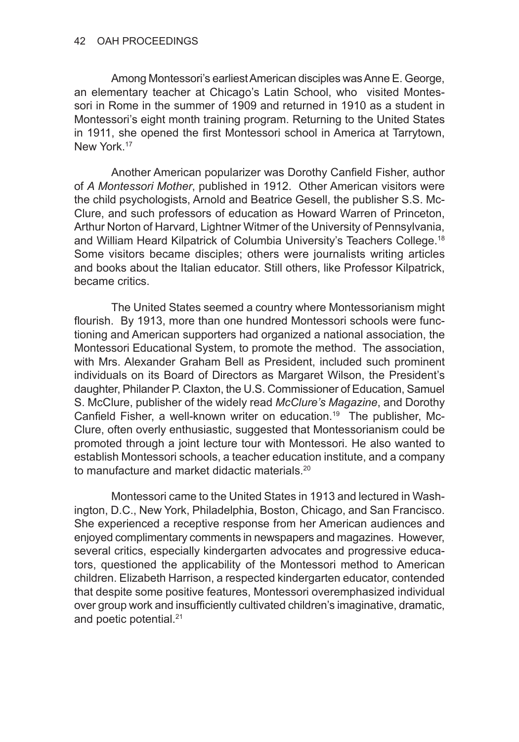Among Montessori's earliest American disciples was Anne E. George, an elementary teacher at Chicago's Latin School, who visited Montessori in Rome in the summer of 1909 and returned in 1910 as a student in Montessori's eight month training program. Returning to the United States in 1911, she opened the first Montessori school in America at Tarrytown, New York.[17]

Another American popularizer was Dorothy Canfield Fisher, author of *A Montessori Mother*, published in 1912. Other American visitors were the child psychologists, Arnold and Beatrice Gesell, the publisher S.S. McClure, and such professors of education as Howard Warren of Princeton, Arthur Norton of Harvard, Lightner Witmer of the University of Pennsylvania, and William Heard Kilpatrick of Columbia University's Teachers College.[18] Some visitors became disciples; others were journalists writing articles and books about the Italian educator. Still others, like Professor Kilpatrick, became critics.

The United States seemed a country where Montessorianism might flourish. By 1913, more than one hundred Montessori schools were functioning and American supporters had organized a national association, the Montessori Educational System, to promote the method. The association, with Mrs. Alexander Graham Bell as President, included such prominent individuals on its Board of Directors as Margaret Wilson, the President's daughter, Philander P. Claxton, the U.S. Commissioner of Education, Samuel S. McClure, publisher of the widely read *McClure's Magazine*, and Dorothy Canfield Fisher, a well-known writer on education.[19] The publisher, McClure, often overly enthusiastic, suggested that Montessorianism could be promoted through a joint lecture tour with Montessori. He also wanted to establish Montessori schools, a teacher education institute, and a company to manufacture and market didactic materials.[20]

Montessori came to the United States in 1913 and lectured in Washington, D.C., New York, Philadelphia, Boston, Chicago, and San Francisco. She experienced a receptive response from her American audiences and enjoyed complimentary comments in newspapers and magazines. However, several critics, especially kindergarten advocates and progressive educators, questioned the applicability of the Montessori method to American children. Elizabeth Harrison, a respected kindergarten educator, contended that despite some positive features, Montessori overemphasized individual over group work and insufficiently cultivated children's imaginative, dramatic, and poetic potential.[21]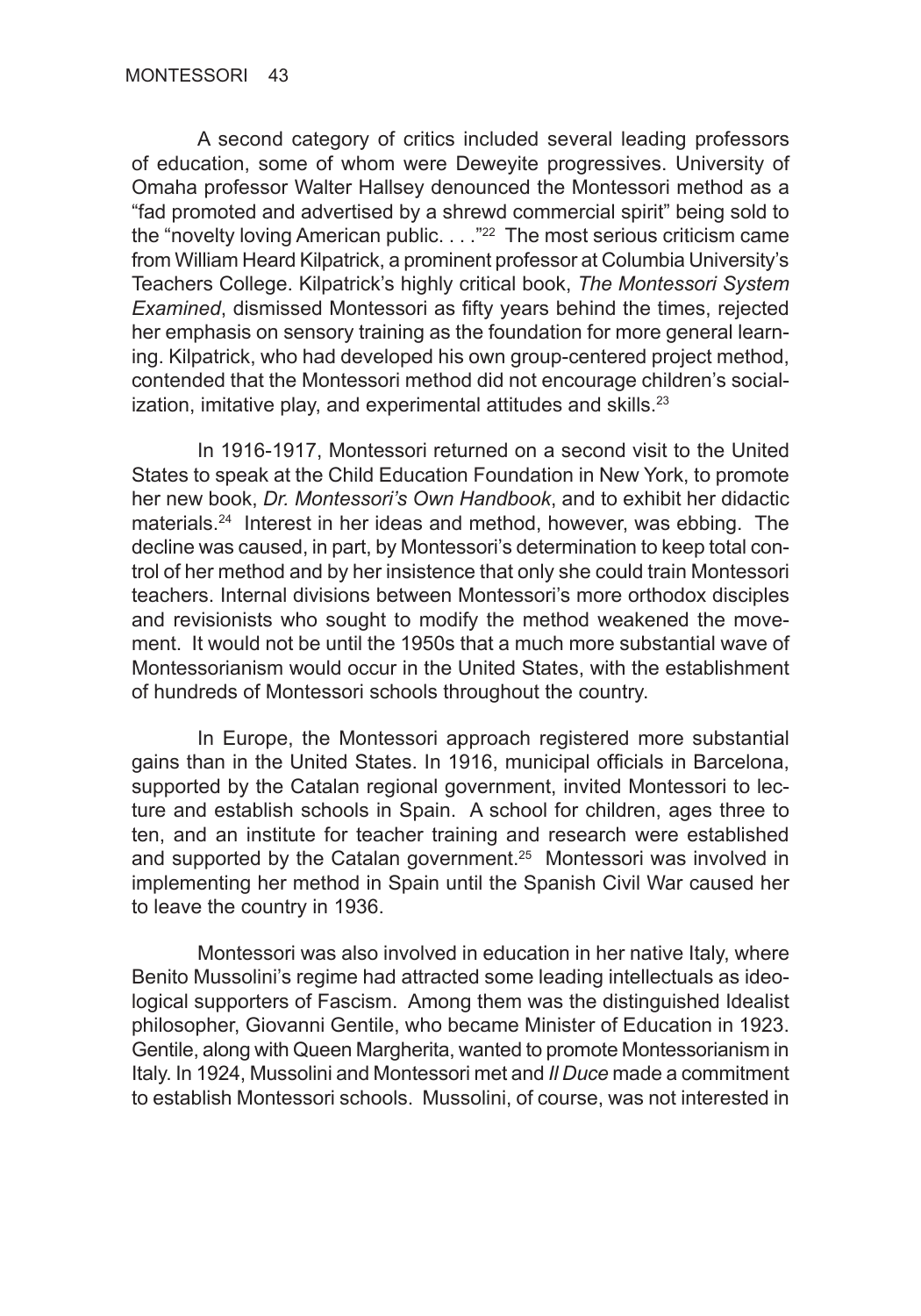A second category of critics included several leading professors of education, some of whom were Deweyite progressives. University of Omaha professor Walter Hallsey denounced the Montessori method as a "fad promoted and advertised by a shrewd commercial spirit" being sold to the "novelty loving American public. . . ."[22] The most serious criticism came from William Heard Kilpatrick, a prominent professor at Columbia University's Teachers College. Kilpatrick's highly critical book, *The Montessori System Examined*, dismissed Montessori as fifty years behind the times, rejected her emphasis on sensory training as the foundation for more general learning. Kilpatrick, who had developed his own group-centered project method, contended that the Montessori method did not encourage children's socialization, imitative play, and experimental attitudes and skills.[23]

In 1916-1917, Montessori returned on a second visit to the United States to speak at the Child Education Foundation in New York, to promote her new book, *Dr. Montessori's Own Handbook*, and to exhibit her didactic materials.[24] Interest in her ideas and method, however, was ebbing. The decline was caused, in part, by Montessori's determination to keep total control of her method and by her insistence that only she could train Montessori teachers. Internal divisions between Montessori's more orthodox disciples and revisionists who sought to modify the method weakened the movement. It would not be until the 1950s that a much more substantial wave of Montessorianism would occur in the United States, with the establishment of hundreds of Montessori schools throughout the country.

In Europe, the Montessori approach registered more substantial gains than in the United States. In 1916, municipal officials in Barcelona, supported by the Catalan regional government, invited Montessori to lecture and establish schools in Spain. A school for children, ages three to ten, and an institute for teacher training and research were established and supported by the Catalan government.[25] Montessori was involved in implementing her method in Spain until the Spanish Civil War caused her to leave the country in 1936.

Montessori was also involved in education in her native Italy, where Benito Mussolini's regime had attracted some leading intellectuals as ideological supporters of Fascism. Among them was the distinguished Idealist philosopher, Giovanni Gentile, who became Minister of Education in 1923. Gentile, along with Queen Margherita, wanted to promote Montessorianism in Italy. In 1924, Mussolini and Montessori met and *Il Duce* made a commitment to establish Montessori schools. Mussolini, of course, was not interested in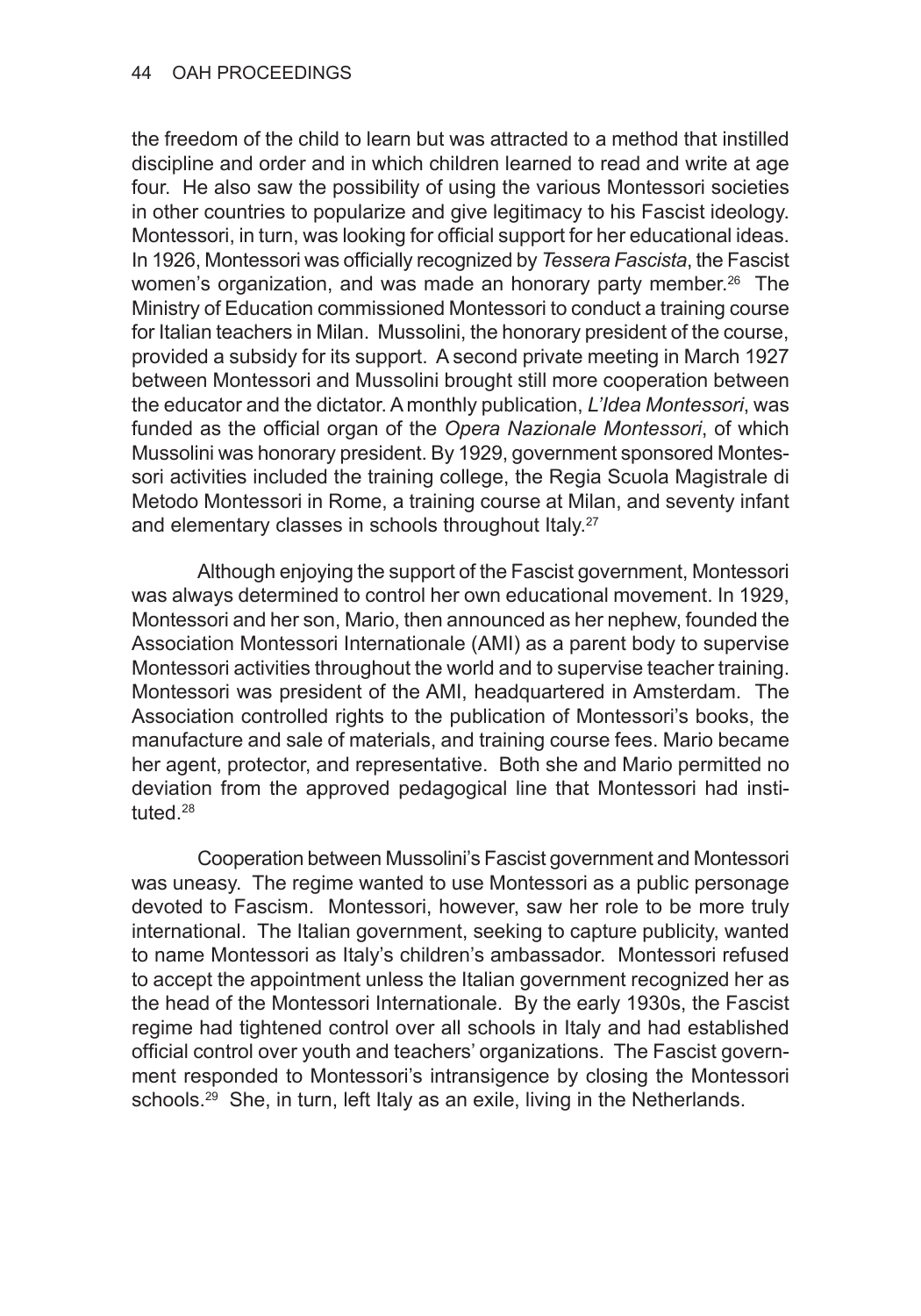the freedom of the child to learn but was attracted to a method that instilled discipline and order and in which children learned to read and write at age four. He also saw the possibility of using the various Montessori societies in other countries to popularize and give legitimacy to his Fascist ideology. Montessori, in turn, was looking for official support for her educational ideas. In 1926, Montessori was officially recognized by *Tessera Fascista*, the Fascist women's organization, and was made an honorary party member.[26] The Ministry of Education commissioned Montessori to conduct a training course for Italian teachers in Milan. Mussolini, the honorary president of the course, provided a subsidy for its support. A second private meeting in March 1927 between Montessori and Mussolini brought still more cooperation between the educator and the dictator. A monthly publication, *L'Idea Montessori*, was funded as the official organ of the *Opera Nazionale Montessori*, of which Mussolini was honorary president. By 1929, government sponsored Montessori activities included the training college, the Regia Scuola Magistrale di Metodo Montessori in Rome, a training course at Milan, and seventy infant and elementary classes in schools throughout Italy.[27]

Although enjoying the support of the Fascist government, Montessori was always determined to control her own educational movement. In 1929, Montessori and her son, Mario, then announced as her nephew, founded the Association Montessori Internationale (AMI) as a parent body to supervise Montessori activities throughout the world and to supervise teacher training. Montessori was president of the AMI, headquartered in Amsterdam. The Association controlled rights to the publication of Montessori's books, the manufacture and sale of materials, and training course fees. Mario became her agent, protector, and representative. Both she and Mario permitted no deviation from the approved pedagogical line that Montessori had instituted.[28]

Cooperation between Mussolini's Fascist government and Montessori was uneasy. The regime wanted to use Montessori as a public personage devoted to Fascism. Montessori, however, saw her role to be more truly international. The Italian government, seeking to capture publicity, wanted to name Montessori as Italy's children's ambassador. Montessori refused to accept the appointment unless the Italian government recognized her as the head of the Montessori Internationale. By the early 1930s, the Fascist regime had tightened control over all schools in Italy and had established official control over youth and teachers' organizations. The Fascist government responded to Montessori's intransigence by closing the Montessori schools.[29] She, in turn, left Italy as an exile, living in the Netherlands.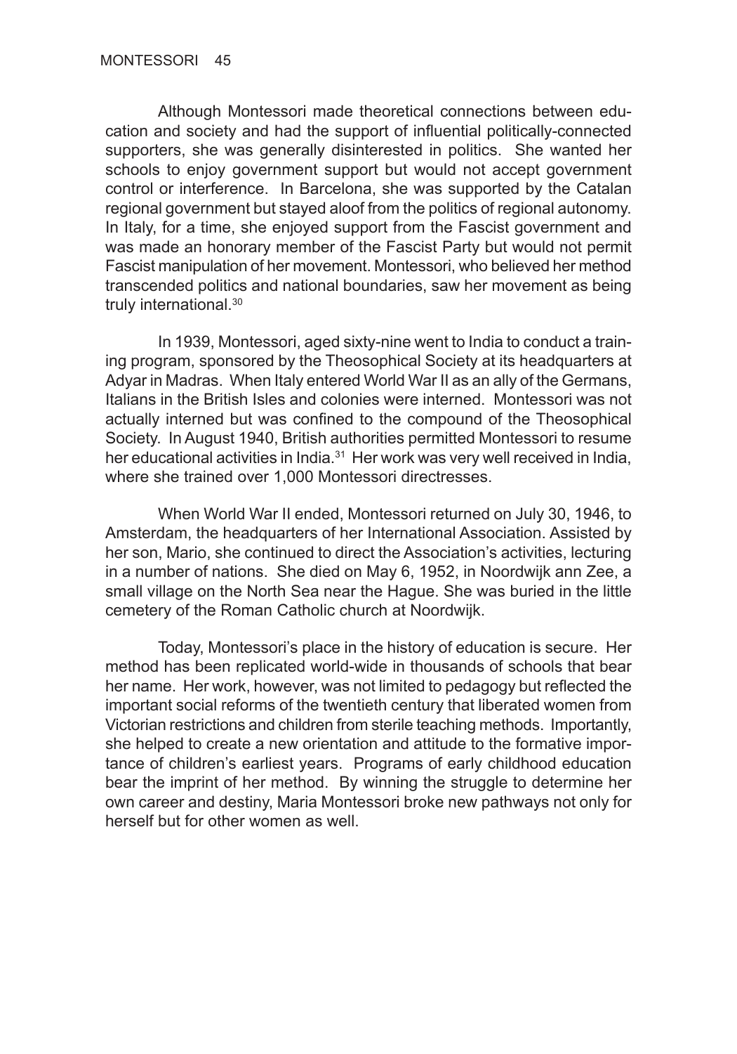Although Montessori made theoretical connections between education and society and had the support of influential politically-connected supporters, she was generally disinterested in politics. She wanted her schools to enjoy government support but would not accept government control or interference. In Barcelona, she was supported by the Catalan regional government but stayed aloof from the politics of regional autonomy. In Italy, for a time, she enjoyed support from the Fascist government and was made an honorary member of the Fascist Party but would not permit Fascist manipulation of her movement. Montessori, who believed her method transcended politics and national boundaries, saw her movement as being truly international.[30]

In 1939, Montessori, aged sixty-nine went to India to conduct a training program, sponsored by the Theosophical Society at its headquarters at Adyar in Madras. When Italy entered World War II as an ally of the Germans, Italians in the British Isles and colonies were interned. Montessori was not actually interned but was confined to the compound of the Theosophical Society. In August 1940, British authorities permitted Montessori to resume her educational activities in India.[31] Her work was very well received in India, where she trained over 1,000 Montessori directresses.

When World War II ended, Montessori returned on July 30, 1946, to Amsterdam, the headquarters of her International Association. Assisted by her son, Mario, she continued to direct the Association's activities, lecturing in a number of nations. She died on May 6, 1952, in Noordwijk ann Zee, a small village on the North Sea near the Hague. She was buried in the little cemetery of the Roman Catholic church at Noordwijk.

Today, Montessori's place in the history of education is secure. Her method has been replicated world-wide in thousands of schools that bear her name. Her work, however, was not limited to pedagogy but reflected the important social reforms of the twentieth century that liberated women from Victorian restrictions and children from sterile teaching methods. Importantly, she helped to create a new orientation and attitude to the formative importance of children's earliest years. Programs of early childhood education bear the imprint of her method. By winning the struggle to determine her own career and destiny, Maria Montessori broke new pathways not only for herself but for other women as well.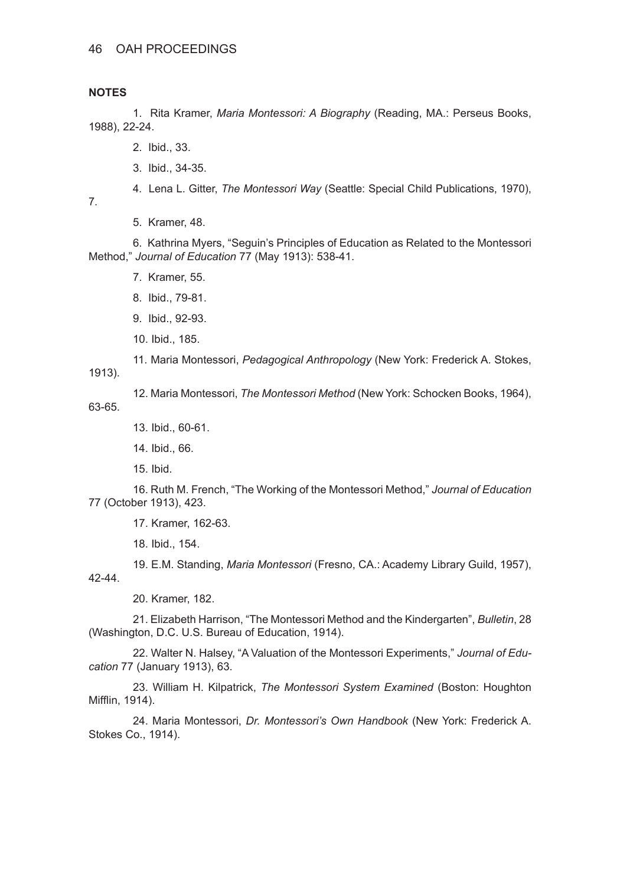**NOTES**

1. Rita Kramer, *Maria Montessori: A Biography* (Reading, MA.: Perseus Books, 1988), 22-24.

2. Ibid., 33.

3. Ibid., 34-35.

4. Lena L. Gitter, *The Montessori Way* (Seattle: Special Child Publications, 1970), 7.

5. Kramer, 48.

6. Kathrina Myers, "Seguin's Principles of Education as Related to the Montessori Method," *Journal of Education* 77 (May 1913): 538-41.

7. Kramer, 55.

8. Ibid., 79-81.

9. Ibid., 92-93.

10. Ibid., 185.

11. Maria Montessori, *Pedagogical Anthropology* (New York: Frederick A. Stokes, 1913).

12. Maria Montessori, *The Montessori Method* (New York: Schocken Books, 1964), 63-65.

13. Ibid., 60-61.

14. Ibid., 66.

15. Ibid.

16. Ruth M. French, "The Working of the Montessori Method," *Journal of Education* 77 (October 1913), 423.

17. Kramer, 162-63.

18. Ibid., 154.

19. E.M. Standing, *Maria Montessori* (Fresno, CA.: Academy Library Guild, 1957), 42-44.

20. Kramer, 182.

21. Elizabeth Harrison, "The Montessori Method and the Kindergarten", *Bulletin*, 28 (Washington, D.C. U.S. Bureau of Education, 1914).

22. Walter N. Halsey, "A Valuation of the Montessori Experiments," *Journal of Education* 77 (January 1913), 63.

23. William H. Kilpatrick, *The Montessori System Examined* (Boston: Houghton Mifflin, 1914).

24. Maria Montessori, *Dr. Montessori's Own Handbook* (New York: Frederick A. Stokes Co., 1914).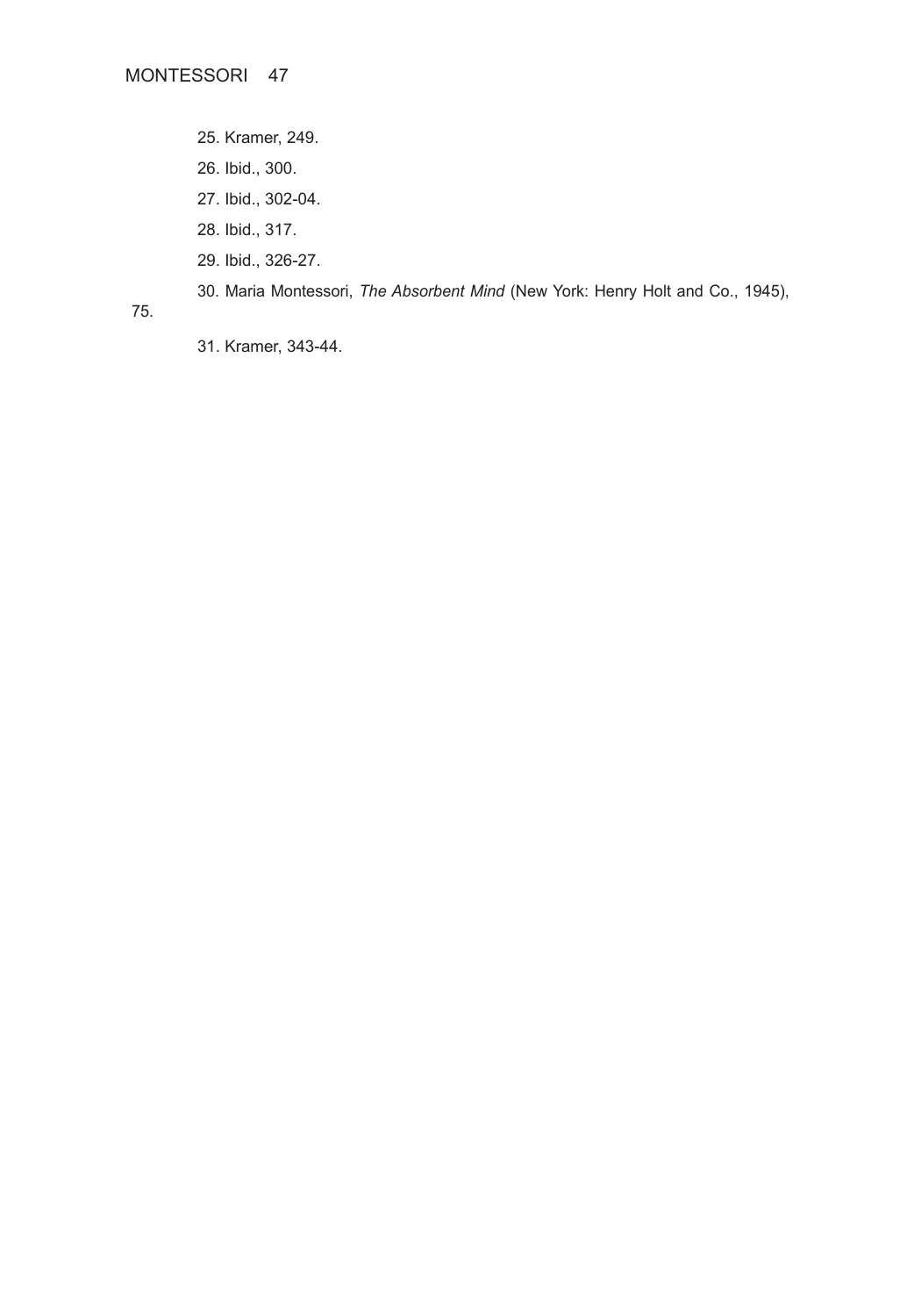25. Kramer, 249.

26. Ibid., 300.

27. Ibid., 302-04.

28. Ibid., 317.

29. Ibid., 326-27.

30. Maria Montessori, *The Absorbent Mind* (New York: Henry Holt and Co., 1945), 75.

31. Kramer, 343-44.